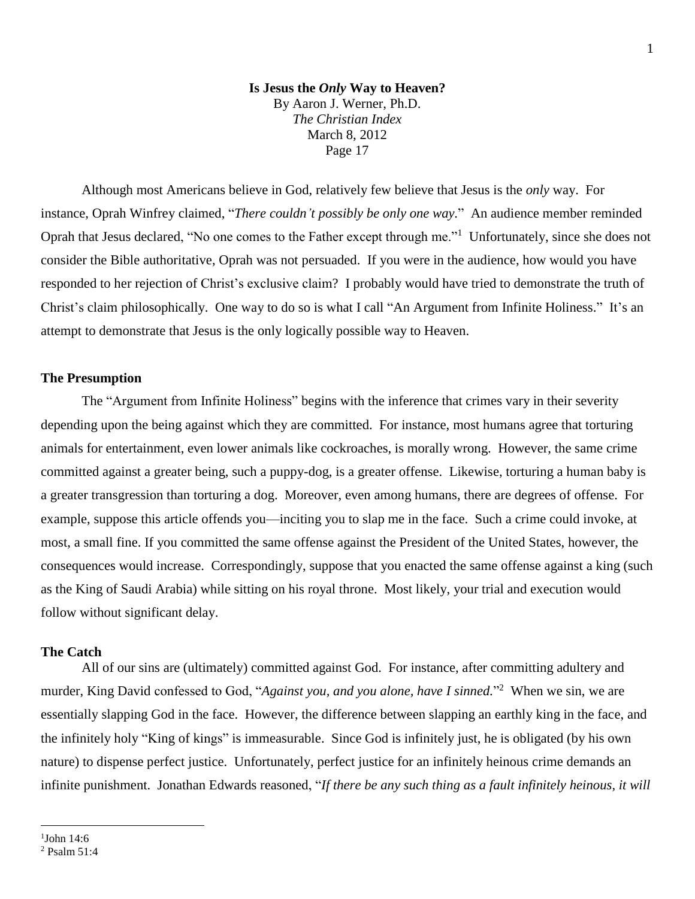**Is Jesus the *Only* Way to Heaven?**

By Aaron J. Werner, Ph.D.

*The Christian Index*

March 8, 2012

Page 17

Although most Americans believe in God, relatively few believe that Jesus is the *only* way. For instance, Oprah Winfrey claimed, "*There couldn't possibly be only one way.*" An audience member reminded Oprah that Jesus declared, "No one comes to the Father except through me."[1] Unfortunately, since she does not consider the Bible authoritative, Oprah was not persuaded. If you were in the audience, how would you have responded to her rejection of Christ's exclusive claim? I probably would have tried to demonstrate the truth of Christ's claim philosophically. One way to do so is what I call "An Argument from Infinite Holiness." It's an attempt to demonstrate that Jesus is the only logically possible way to Heaven.

**The Presumption**

The "Argument from Infinite Holiness" begins with the inference that crimes vary in their severity depending upon the being against which they are committed. For instance, most humans agree that torturing animals for entertainment, even lower animals like cockroaches, is morally wrong. However, the same crime committed against a greater being, such a puppy-dog, is a greater offense. Likewise, torturing a human baby is a greater transgression than torturing a dog. Moreover, even among humans, there are degrees of offense. For example, suppose this article offends you—inciting you to slap me in the face. Such a crime could invoke, at most, a small fine. If you committed the same offense against the President of the United States, however, the consequences would increase. Correspondingly, suppose that you enacted the same offense against a king (such as the King of Saudi Arabia) while sitting on his royal throne. Most likely, your trial and execution would follow without significant delay.

**The Catch**

All of our sins are (ultimately) committed against God. For instance, after committing adultery and murder, King David confessed to God, "*Against you, and you alone, have I sinned.*"[2] When we sin, we are essentially slapping God in the face. However, the difference between slapping an earthly king in the face, and the infinitely holy "King of kings" is immeasurable. Since God is infinitely just, he is obligated (by his own nature) to dispense perfect justice. Unfortunately, perfect justice for an infinitely heinous crime demands an infinite punishment. Jonathan Edwards reasoned, "*If there be any such thing as a fault infinitely heinous, it will*

---

[1] John 14:6

[2] Psalm 51:4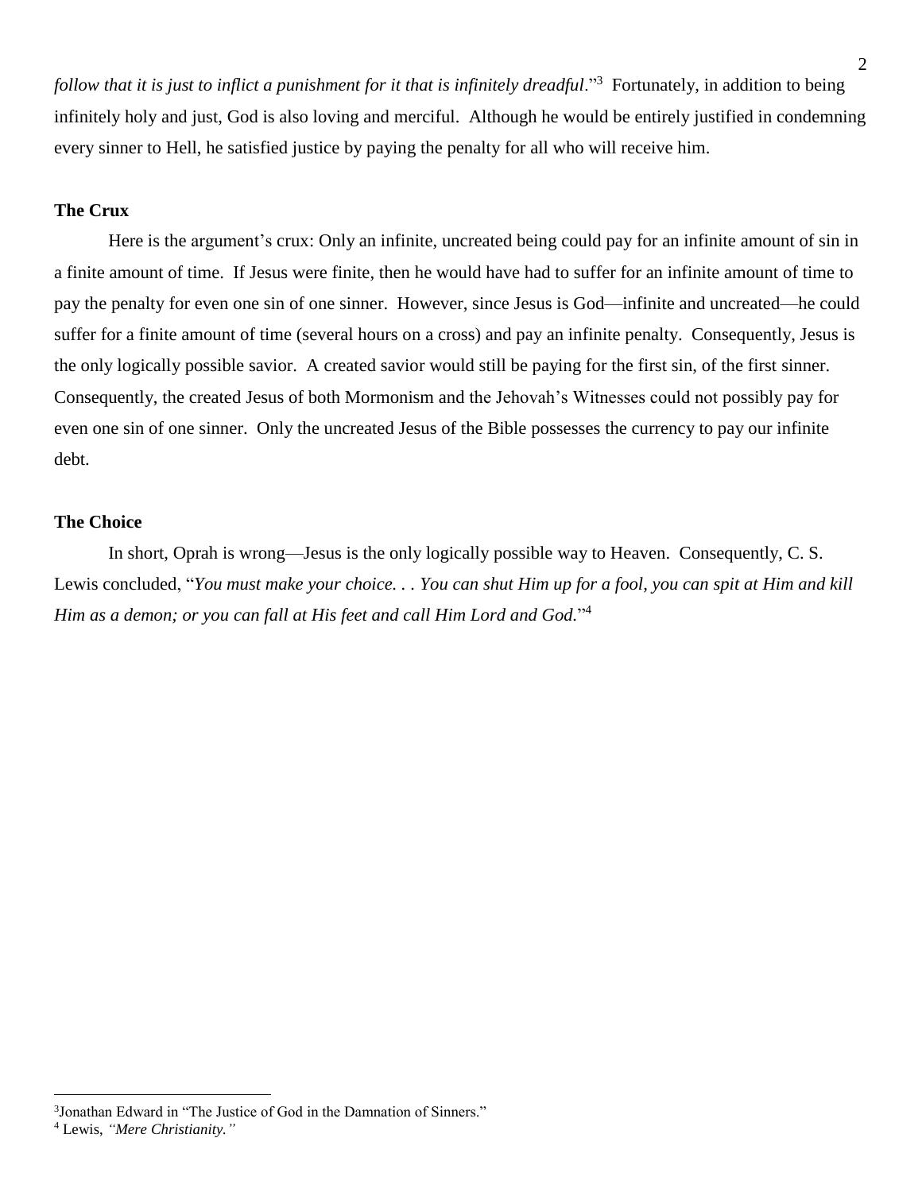*follow that it is just to inflict a punishment for it that is infinitely dreadful*."[3] Fortunately, in addition to being infinitely holy and just, God is also loving and merciful. Although he would be entirely justified in condemning every sinner to Hell, he satisfied justice by paying the penalty for all who will receive him.

**The Crux**

Here is the argument's crux: Only an infinite, uncreated being could pay for an infinite amount of sin in a finite amount of time. If Jesus were finite, then he would have had to suffer for an infinite amount of time to pay the penalty for even one sin of one sinner. However, since Jesus is God—infinite and uncreated—he could suffer for a finite amount of time (several hours on a cross) and pay an infinite penalty. Consequently, Jesus is the only logically possible savior. A created savior would still be paying for the first sin, of the first sinner. Consequently, the created Jesus of both Mormonism and the Jehovah's Witnesses could not possibly pay for even one sin of one sinner. Only the uncreated Jesus of the Bible possesses the currency to pay our infinite debt.

**The Choice**

In short, Oprah is wrong—Jesus is the only logically possible way to Heaven. Consequently, C. S. Lewis concluded, "*You must make your choice. . . You can shut Him up for a fool, you can spit at Him and kill Him as a demon; or you can fall at His feet and call Him Lord and God.*"[4]

---

[3]Jonathan Edward in "The Justice of God in the Damnation of Sinners."

[4] Lewis, *"Mere Christianity."*